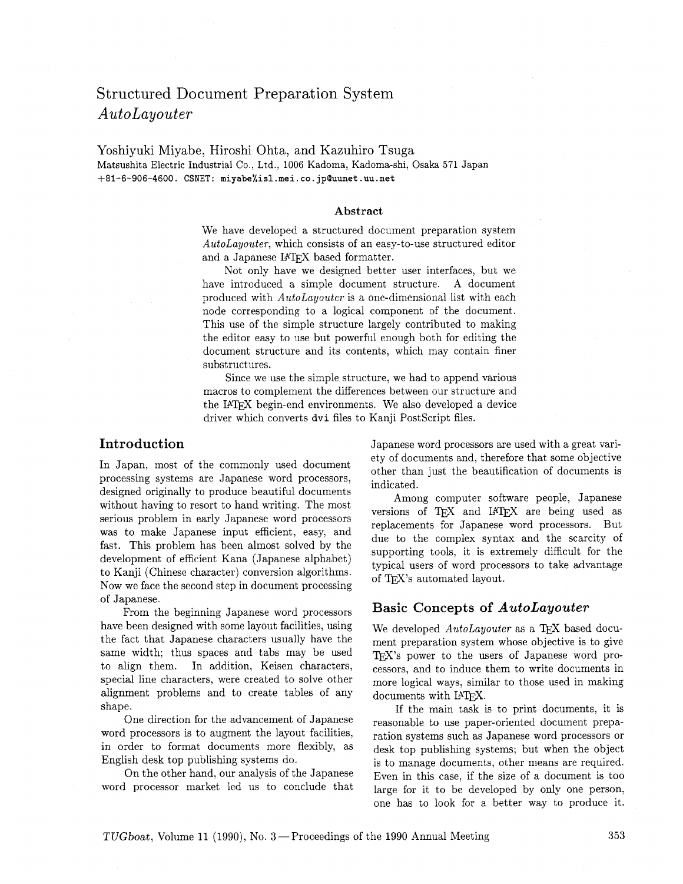# Structured Document Preparation System *AutoLayouter*

Yoshiyuki Miyabe, Hiroshi Ohta, and Kazuhiro Tsuga

Matsushita Electric Industrial Co., Ltd., 1006 Kadoma, Kadoma-shi, Osaka 571 Japan
+81-6-906-4600. CSNET: `miyabe%isl.mei.co.jp@uunet.uu.net`

### Abstract

We have developed a structured document preparation system *AutoLayouter*, which consists of an easy-to-use structured editor and a Japanese LaTeX based formatter.

Not only have we designed better user interfaces, but we have introduced a simple document structure. A document produced with *AutoLayouter* is a one-dimensional list with each node corresponding to a logical component of the document. This use of the simple structure largely contributed to making the editor easy to use but powerful enough both for editing the document structure and its contents, which may contain finer substructures.

Since we use the simple structure, we had to append various macros to complement the differences between our structure and the LaTeX begin-end environments. We also developed a device driver which converts `dvi` files to Kanji PostScript files.

## Introduction

In Japan, most of the commonly used document processing systems are Japanese word processors, designed originally to produce beautiful documents without having to resort to hand writing. The most serious problem in early Japanese word processors was to make Japanese input efficient, easy, and fast. This problem has been almost solved by the development of efficient Kana (Japanese alphabet) to Kanji (Chinese character) conversion algorithms. Now we face the second step in document processing of Japanese.

From the beginning Japanese word processors have been designed with some layout facilities, using the fact that Japanese characters usually have the same width; thus spaces and tabs may be used to align them. In addition, Keisen characters, special line characters, were created to solve other alignment problems and to create tables of any shape.

One direction for the advancement of Japanese word processors is to augment the layout facilities, in order to format documents more flexibly, as English desk top publishing systems do.

On the other hand, our analysis of the Japanese word processor market led us to conclude that Japanese word processors are used with a great variety of documents and, therefore that some objective other than just the beautification of documents is indicated.

Among computer software people, Japanese versions of TeX and LaTeX are being used as replacements for Japanese word processors. But due to the complex syntax and the scarcity of supporting tools, it is extremely difficult for the typical users of word processors to take advantage of TeX's automated layout.

## Basic Concepts of *AutoLayouter*

We developed *AutoLayouter* as a TeX based document preparation system whose objective is to give TeX's power to the users of Japanese word processors, and to induce them to write documents in more logical ways, similar to those used in making documents with LaTeX.

If the main task is to print documents, it is reasonable to use paper-oriented document preparation systems such as Japanese word processors or desk top publishing systems; but when the object is to manage documents, other means are required. Even in this case, if the size of a document is too large for it to be developed by only one person, one has to look for a better way to produce it.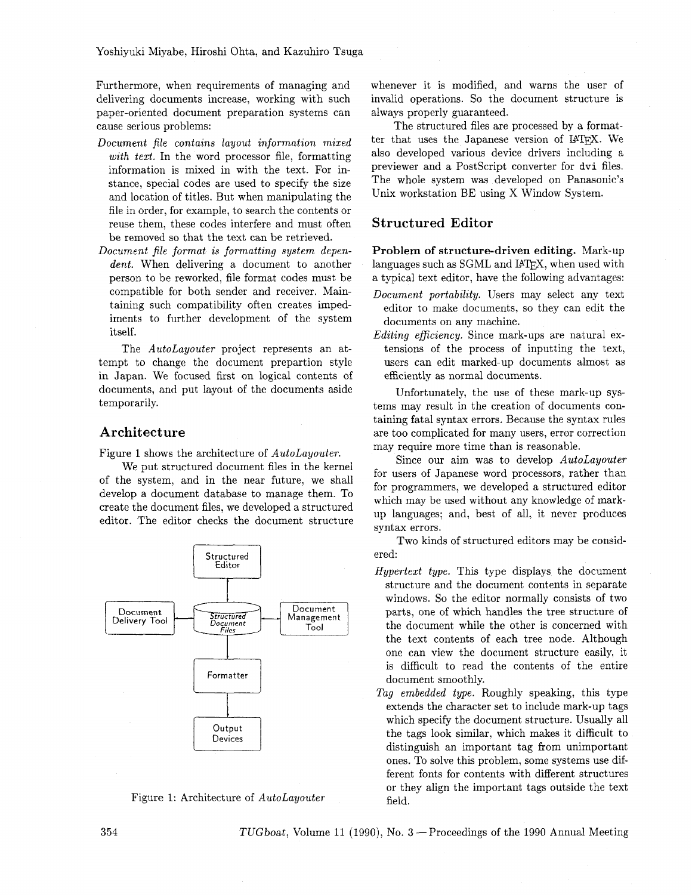Furthermore, when requirements of managing and delivering documents increase, working with such paper-oriented document preparation systems can cause serious problems:

*Document file contains layout information mixed with text.* In the word processor file, formatting information is mixed in with the text. For instance, special codes are used to specify the size and location of titles. But when manipulating the file in order, for example, to search the contents or reuse them, these codes interfere and must often be removed so that the text can be retrieved.

*Document file format is formatting system dependent.* When delivering a document to another person to be reworked, file format codes must be compatible for both sender and receiver. Maintaining such compatibility often creates impediments to further development of the system itself.

The *AutoLayouter* project represents an attempt to change the document prepartion style in Japan. We focused first on logical contents of documents, and put layout of the documents aside temporarily.

## Architecture

Figure 1 shows the architecture of *AutoLayouter*.

We put structured document files in the kernel of the system, and in the near future, we shall develop a document database to manage them. To create the document files, we developed a structured editor. The editor checks the document structure whenever it is modified, and warns the user of invalid operations. So the document structure is always properly guaranteed.

Figure 1: Architecture of *AutoLayouter*

The structured files are processed by a formatter that uses the Japanese version of LaTeX. We also developed various device drivers including a previewer and a PostScript converter for `dvi` files. The whole system was developed on Panasonic's Unix workstation BE using X Window System.

## Structured Editor

**Problem of structure-driven editing.** Mark-up languages such as SGML and LaTeX, when used with a typical text editor, have the following advantages:

*Document portability.* Users may select any text editor to make documents, so they can edit the documents on any machine.

*Editing efficiency.* Since mark-ups are natural extensions of the process of inputting the text, users can edit marked-up documents almost as efficiently as normal documents.

Unfortunately, the use of these mark-up systems may result in the creation of documents containing fatal syntax errors. Because the syntax rules are too complicated for many users, error correction may require more time than is reasonable.

Since our aim was to develop *AutoLayouter* for users of Japanese word processors, rather than for programmers, we developed a structured editor which may be used without any knowledge of mark-up languages; and, best of all, it never produces syntax errors.

Two kinds of structured editors may be considered:

*Hypertext type.* This type displays the document structure and the document contents in separate windows. So the editor normally consists of two parts, one of which handles the tree structure of the document while the other is concerned with the text contents of each tree node. Although one can view the document structure easily, it is difficult to read the contents of the entire document smoothly.

*Tag embedded type.* Roughly speaking, this type extends the character set to include mark-up tags which specify the document structure. Usually all the tags look similar, which makes it difficult to distinguish an important tag from unimportant ones. To solve this problem, some systems use different fonts for contents with different structures or they align the important tags outside the text field.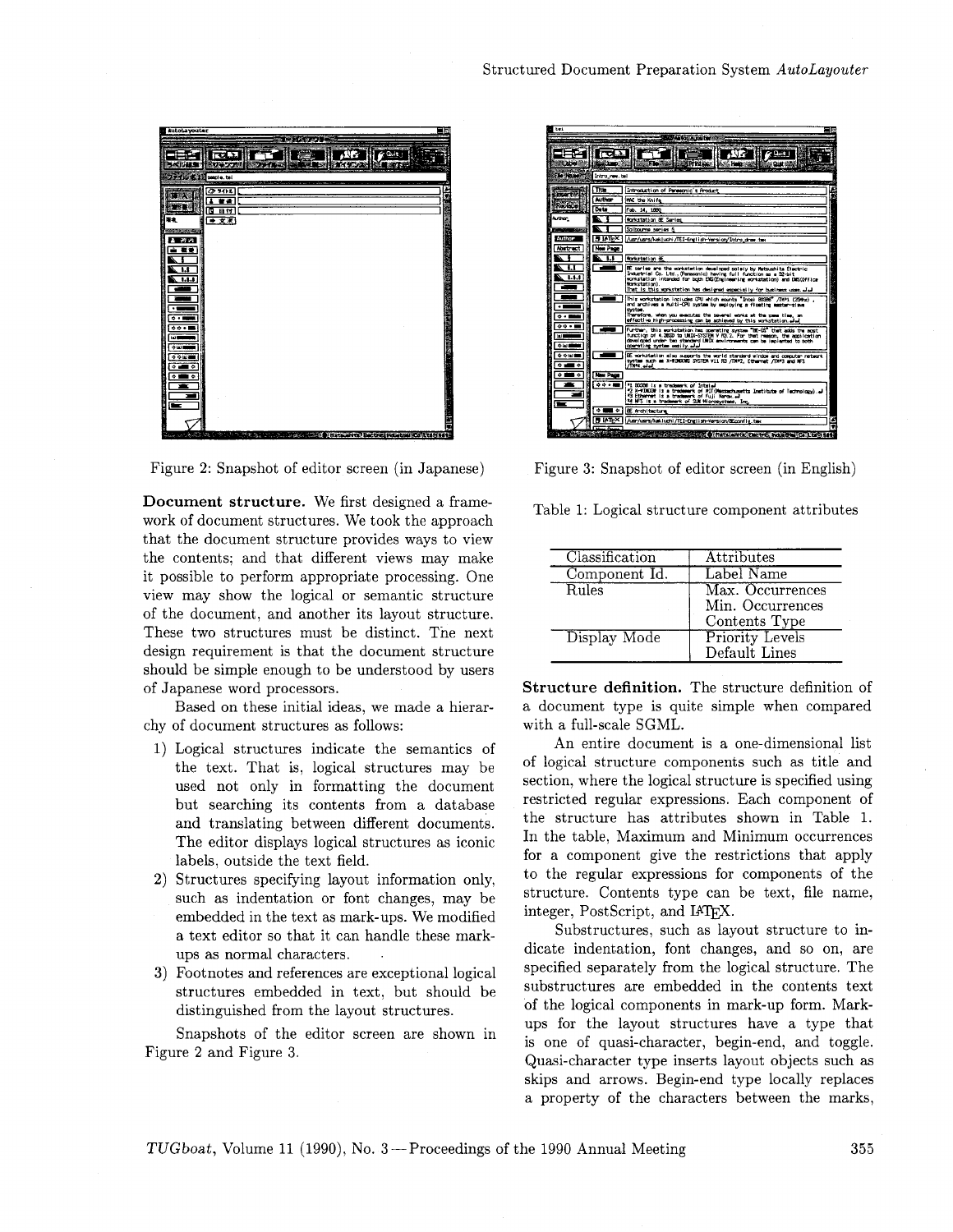Figure 2: Snapshot of editor screen (in Japanese)

**Document structure.** We first designed a framework of document structures. We took the approach that the document structure provides ways to view the contents; and that different views may make it possible to perform appropriate processing. One view may show the logical or semantic structure of the document, and another its layout structure. These two structures must be distinct. The next design requirement is that the document structure should be simple enough to be understood by users of Japanese word processors.

Based on these initial ideas, we made a hierarchy of document structures as follows:

1) Logical structures indicate the semantics of the text. That is, logical structures may be used not only in formatting the document but searching its contents from a database and translating between different documents. The editor displays logical structures as iconic labels, outside the text field.
2) Structures specifying layout information only, such as indentation or font changes, may be embedded in the text as mark-ups. We modified a text editor so that it can handle these mark-ups as normal characters.
3) Footnotes and references are exceptional logical structures embedded in text, but should be distinguished from the layout structures.

Snapshots of the editor screen are shown in Figure 2 and Figure 3.

Figure 3: Snapshot of editor screen (in English)

Table 1: Logical structure component attributes

| Classification | Attributes |
|---|---|
| Component Id. | Label Name |
| Rules | Max. Occurrences<br>Min. Occurrences<br>Contents Type |
| Display Mode | Priority Levels<br>Default Lines |

**Structure definition.** The structure definition of a document type is quite simple when compared with a full-scale SGML.

An entire document is a one-dimensional list of logical structure components such as title and section, where the logical structure is specified using restricted regular expressions. Each component of the structure has attributes shown in Table 1. In the table, Maximum and Minimum occurrences for a component give the restrictions that apply to the regular expressions for components of the structure. Contents type can be text, file name, integer, PostScript, and LaTeX.

Substructures, such as layout structure to indicate indentation, font changes, and so on, are specified separately from the logical structure. The substructures are embedded in the contents text of the logical components in mark-up form. Mark-ups for the layout structures have a type that is one of quasi-character, begin-end, and toggle. Quasi-character type inserts layout objects such as skips and arrows. Begin-end type locally replaces a property of the characters between the marks,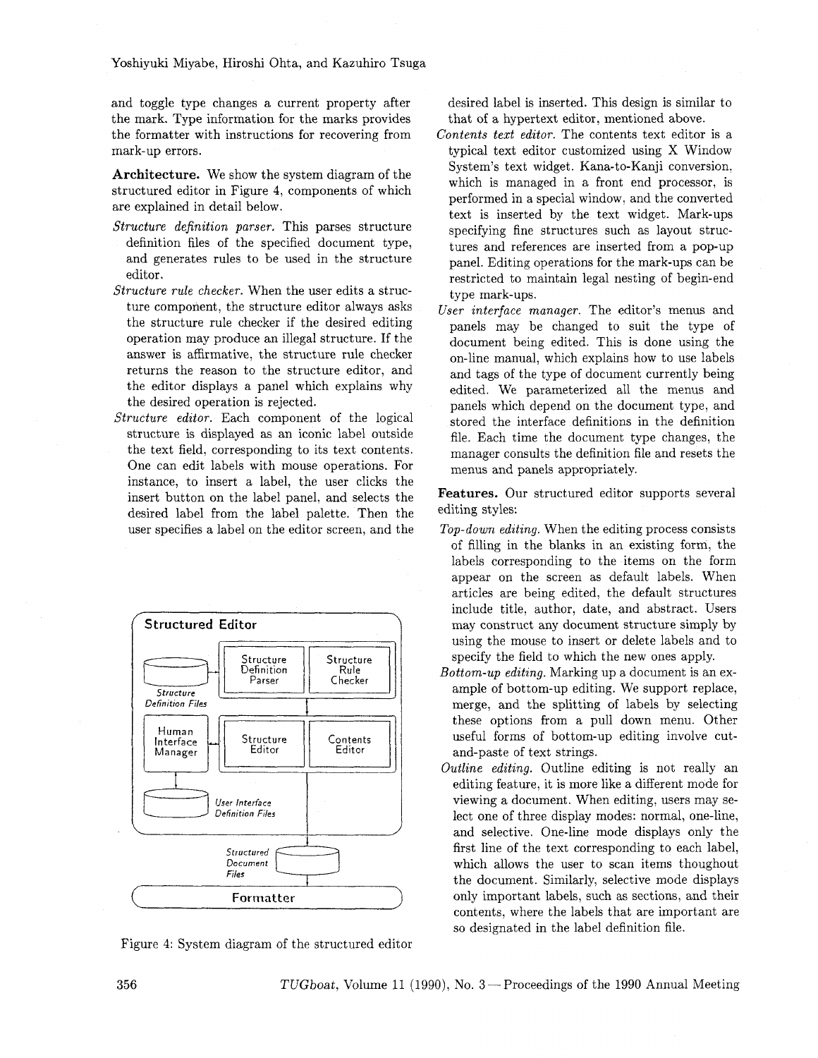and toggle type changes a current property after the mark. Type information for the marks provides the formatter with instructions for recovering from mark-up errors.

**Architecture.** We show the system diagram of the structured editor in Figure 4, components of which are explained in detail below.

*Structure definition parser.* This parses structure definition files of the specified document type, and generates rules to be used in the structure editor.

*Structure rule checker.* When the user edits a structure component, the structure editor always asks the structure rule checker if the desired editing operation may produce an illegal structure. If the answer is affirmative, the structure rule checker returns the reason to the structure editor, and the editor displays a panel which explains why the desired operation is rejected.

*Structure editor.* Each component of the logical structure is displayed as an iconic label outside the text field, corresponding to its text contents. One can edit labels with mouse operations. For instance, to insert a label, the user clicks the insert button on the label panel, and selects the desired label from the label palette. Then the user specifies a label on the editor screen, and the desired label is inserted. This design is similar to that of a hypertext editor, mentioned above.

*Contents text editor.* The contents text editor is a typical text editor customized using X Window System's text widget. Kana-to-Kanji conversion, which is managed in a front end processor, is performed in a special window, and the converted text is inserted by the text widget. Mark-ups specifying fine structures such as layout structures and references are inserted from a pop-up panel. Editing operations for the mark-ups can be restricted to maintain legal nesting of begin-end type mark-ups.

*User interface manager.* The editor's menus and panels may be changed to suit the type of document being edited. This is done using the on-line manual, which explains how to use labels and tags of the type of document currently being edited. We parameterized all the menus and panels which depend on the document type, and stored the interface definitions in the definition file. Each time the document type changes, the manager consults the definition file and resets the menus and panels appropriately.

Structured Editor

Structure Definition Files | Structure Definition Parser | Structure Rule Checker

Human Interface Manager | Structure Editor | Contents Editor

User Interface Definition Files

Structured Document Files

Formatter

Figure 4: System diagram of the structured editor

**Features.** Our structured editor supports several editing styles:

*Top-down editing.* When the editing process consists of filling in the blanks in an existing form, the labels corresponding to the items on the form appear on the screen as default labels. When articles are being edited, the default structures include title, author, date, and abstract. Users may construct any document structure simply by using the mouse to insert or delete labels and to specify the field to which the new ones apply.

*Bottom-up editing.* Marking up a document is an example of bottom-up editing. We support replace, merge, and the splitting of labels by selecting these options from a pull down menu. Other useful forms of bottom-up editing involve cut-and-paste of text strings.

*Outline editing.* Outline editing is not really an editing feature, it is more like a different mode for viewing a document. When editing, users may select one of three display modes: normal, one-line, and selective. One-line mode displays only the first line of the text corresponding to each label, which allows the user to scan items thoughout the document. Similarly, selective mode displays only important labels, such as sections, and their contents, where the labels that are important are so designated in the label definition file.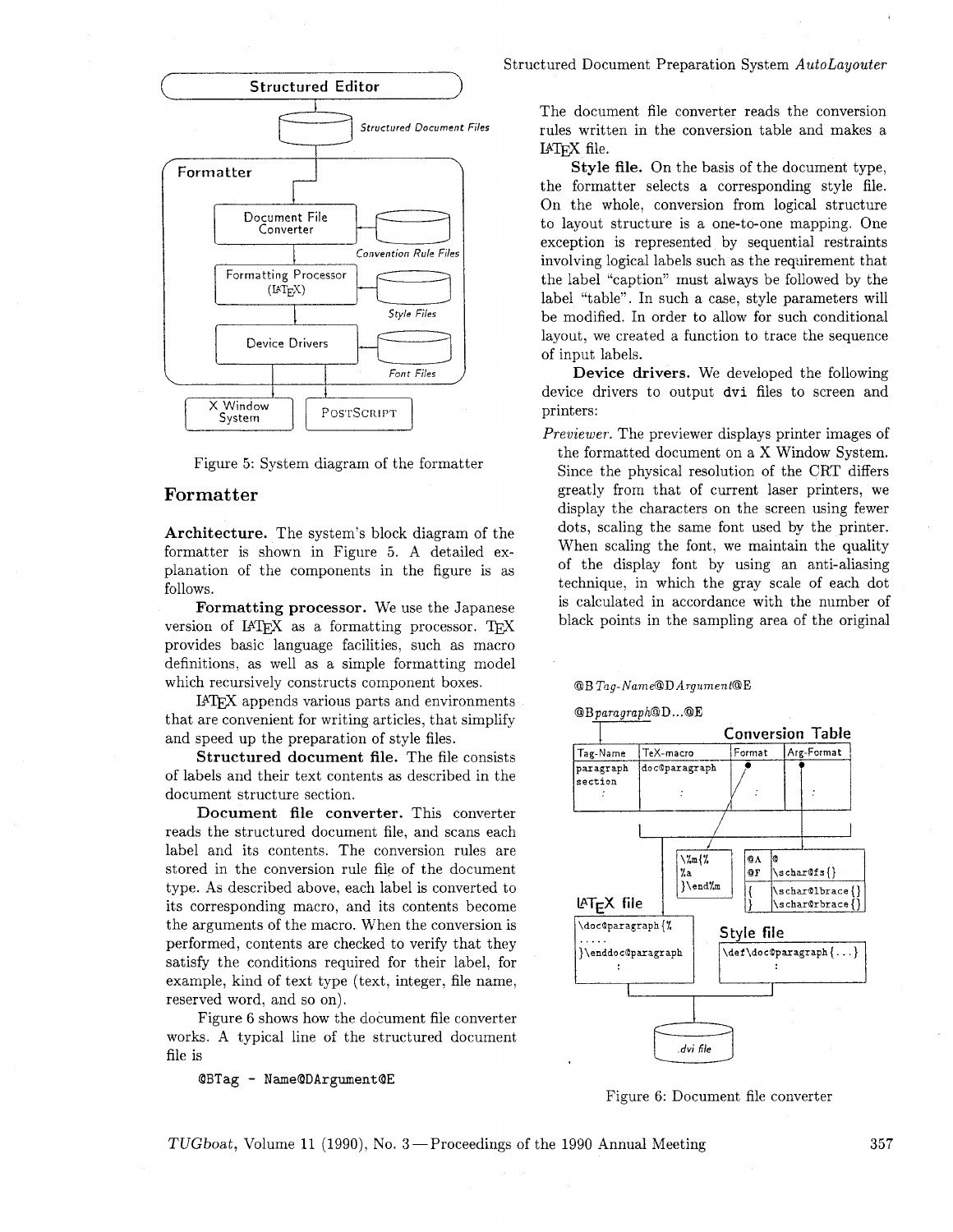Figure 5: System diagram of the formatter

## Formatter

**Architecture.** The system's block diagram of the formatter is shown in Figure 5. A detailed explanation of the components in the figure is as follows.

**Formatting processor.** We use the Japanese version of LaTeX as a formatting processor. TeX provides basic language facilities, such as macro definitions, as well as a simple formatting model which recursively constructs component boxes.

LaTeX appends various parts and environments that are convenient for writing articles, that simplify and speed up the preparation of style files.

**Structured document file.** The file consists of labels and their text contents as described in the document structure section.

**Document file converter.** This converter reads the structured document file, and scans each label and its contents. The conversion rules are stored in the conversion rule file of the document type. As described above, each label is converted to its corresponding macro, and its contents become the arguments of the macro. When the conversion is performed, contents are checked to verify that they satisfy the conditions required for their label, for example, kind of text type (text, integer, file name, reserved word, and so on).

Figure 6 shows how the document file converter works. A typical line of the structured document file is

```
@BTag - Name@DArgument@E
```

The document file converter reads the conversion rules written in the conversion table and makes a LaTeX file.

**Style file.** On the basis of the document type, the formatter selects a corresponding style file. On the whole, conversion from logical structure to layout structure is a one-to-one mapping. One exception is represented by sequential restraints involving logical labels such as the requirement that the label "caption" must always be followed by the label "table". In such a case, style parameters will be modified. In order to allow for such conditional layout, we created a function to trace the sequence of input labels.

**Device drivers.** We developed the following device drivers to output `dvi` files to screen and printers:

*Previewer.* The previewer displays printer images of the formatted document on a X Window System. Since the physical resolution of the CRT differs greatly from that of current laser printers, we display the characters on the screen using fewer dots, scaling the same font used by the printer. When scaling the font, we maintain the quality of the display font by using an anti-aliasing technique, in which the gray scale of each dot is calculated in accordance with the number of black points in the sampling area of the original

Figure 6: Document file converter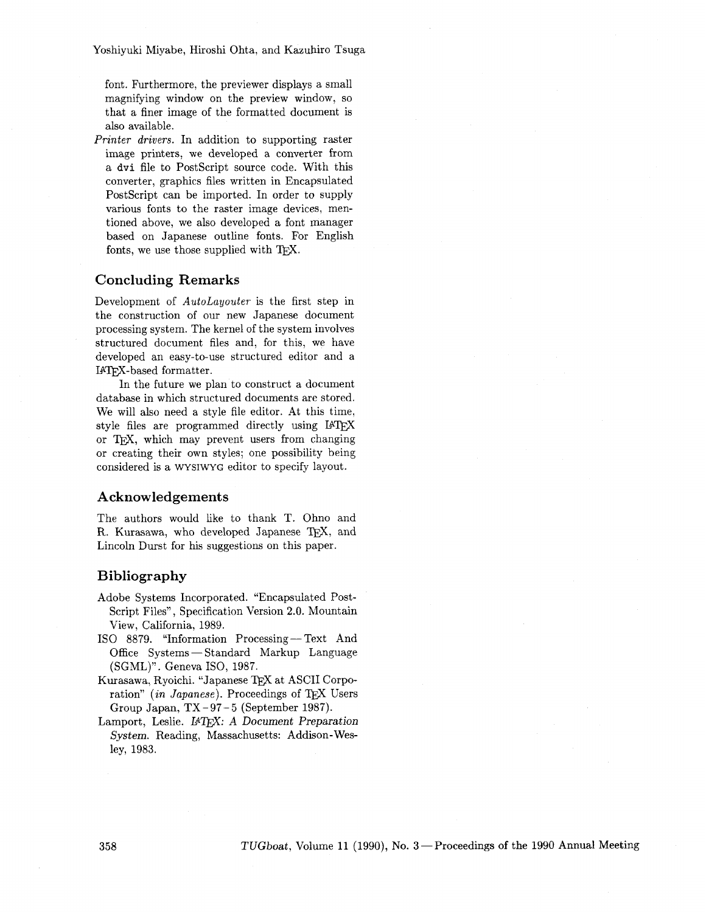font. Furthermore, the previewer displays a small magnifying window on the preview window, so that a finer image of the formatted document is also available.

*Printer drivers.* In addition to supporting raster image printers, we developed a converter from a dvi file to PostScript source code. With this converter, graphics files written in Encapsulated PostScript can be imported. In order to supply various fonts to the raster image devices, mentioned above, we also developed a font manager based on Japanese outline fonts. For English fonts, we use those supplied with TeX.

## Concluding Remarks

Development of *AutoLayouter* is the first step in the construction of our new Japanese document processing system. The kernel of the system involves structured document files and, for this, we have developed an easy-to-use structured editor and a LaTeX-based formatter.

In the future we plan to construct a document database in which structured documents are stored. We will also need a style file editor. At this time, style files are programmed directly using LaTeX or TeX, which may prevent users from changing or creating their own styles; one possibility being considered is a WYSIWYG editor to specify layout.

## Acknowledgements

The authors would like to thank T. Ohno and R. Kurasawa, who developed Japanese TeX, and Lincoln Durst for his suggestions on this paper.

## Bibliography

Adobe Systems Incorporated. "Encapsulated PostScript Files", Specification Version 2.0. Mountain View, California, 1989.

ISO 8879. "Information Processing — Text And Office Systems — Standard Markup Language (SGML)". Geneva ISO, 1987.

Kurasawa, Ryoichi. "Japanese TeX at ASCII Corporation" (*in Japanese*). Proceedings of TeX Users Group Japan, TX-97-5 (September 1987).

Lamport, Leslie. *LaTeX: A Document Preparation System*. Reading, Massachusetts: Addison-Wesley, 1983.